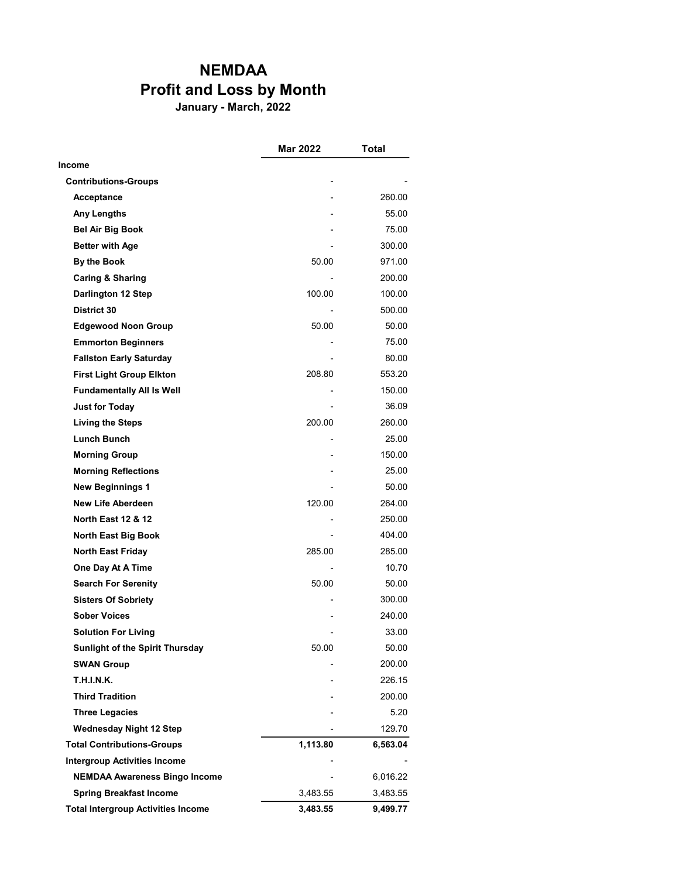# NEMDAA
## Profit and Loss by Month
### January - March, 2022

| | Mar 2022 | Total |
|---|---|---|
| **Income** | | |
| **Contributions-Groups** | - | - |
| **Acceptance** | - | 260.00 |
| **Any Lengths** | - | 55.00 |
| **Bel Air Big Book** | - | 75.00 |
| **Better with Age** | - | 300.00 |
| **By the Book** | 50.00 | 971.00 |
| **Caring & Sharing** | - | 200.00 |
| **Darlington 12 Step** | 100.00 | 100.00 |
| **District 30** | - | 500.00 |
| **Edgewood Noon Group** | 50.00 | 50.00 |
| **Emmorton Beginners** | - | 75.00 |
| **Fallston Early Saturday** | - | 80.00 |
| **First Light Group Elkton** | 208.80 | 553.20 |
| **Fundamentally All Is Well** | - | 150.00 |
| **Just for Today** | - | 36.09 |
| **Living the Steps** | 200.00 | 260.00 |
| **Lunch Bunch** | - | 25.00 |
| **Morning Group** | - | 150.00 |
| **Morning Reflections** | - | 25.00 |
| **New Beginnings 1** | - | 50.00 |
| **New Life Aberdeen** | 120.00 | 264.00 |
| **North East 12 & 12** | - | 250.00 |
| **North East Big Book** | - | 404.00 |
| **North East Friday** | 285.00 | 285.00 |
| **One Day At A Time** | - | 10.70 |
| **Search For Serenity** | 50.00 | 50.00 |
| **Sisters Of Sobriety** | - | 300.00 |
| **Sober Voices** | - | 240.00 |
| **Solution For Living** | - | 33.00 |
| **Sunlight of the Spirit Thursday** | 50.00 | 50.00 |
| **SWAN Group** | - | 200.00 |
| **T.H.I.N.K.** | - | 226.15 |
| **Third Tradition** | - | 200.00 |
| **Three Legacies** | - | 5.20 |
| **Wednesday Night 12 Step** | - | 129.70 |
| **Total Contributions-Groups** | **1,113.80** | **6,563.04** |
| **Intergroup Activities Income** | - | - |
| **NEMDAA Awareness Bingo Income** | - | 6,016.22 |
| **Spring Breakfast Income** | 3,483.55 | 3,483.55 |
| **Total Intergroup Activities Income** | **3,483.55** | **9,499.77** |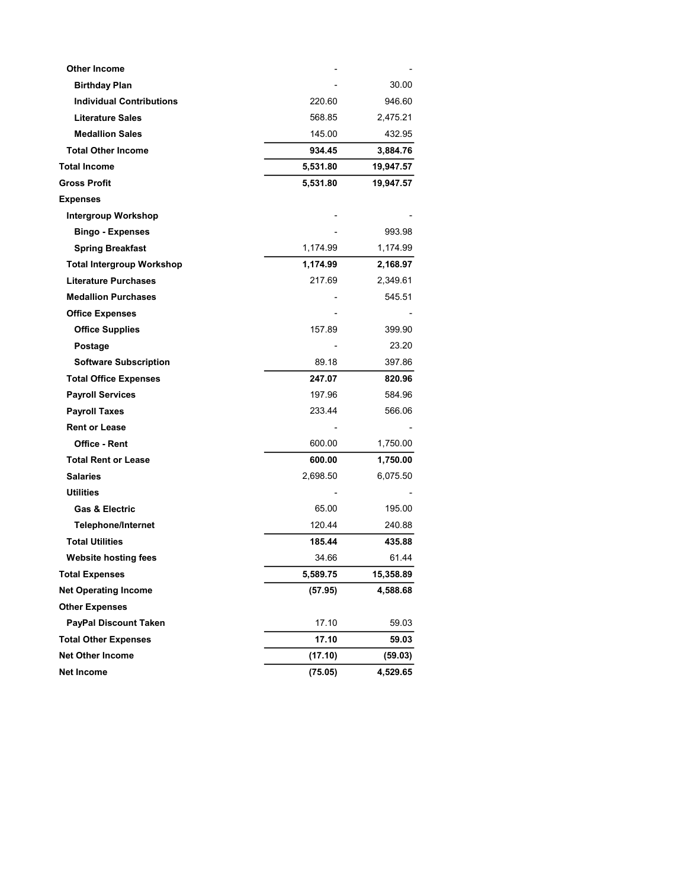| | | |
|---|---|---|
| **Other Income** | - | - |
| **Birthday Plan** | - | 30.00 |
| **Individual Contributions** | 220.60 | 946.60 |
| **Literature Sales** | 568.85 | 2,475.21 |
| **Medallion Sales** | 145.00 | 432.95 |
| **Total Other Income** | **934.45** | **3,884.76** |
| **Total Income** | **5,531.80** | **19,947.57** |
| **Gross Profit** | **5,531.80** | **19,947.57** |
| **Expenses** | | |
| **Intergroup Workshop** | - | - |
| **Bingo - Expenses** | - | 993.98 |
| **Spring Breakfast** | 1,174.99 | 1,174.99 |
| **Total Intergroup Workshop** | **1,174.99** | **2,168.97** |
| **Literature Purchases** | 217.69 | 2,349.61 |
| **Medallion Purchases** | - | 545.51 |
| **Office Expenses** | - | - |
| **Office Supplies** | 157.89 | 399.90 |
| **Postage** | - | 23.20 |
| **Software Subscription** | 89.18 | 397.86 |
| **Total Office Expenses** | **247.07** | **820.96** |
| **Payroll Services** | 197.96 | 584.96 |
| **Payroll Taxes** | 233.44 | 566.06 |
| **Rent or Lease** | - | - |
| **Office - Rent** | 600.00 | 1,750.00 |
| **Total Rent or Lease** | **600.00** | **1,750.00** |
| **Salaries** | 2,698.50 | 6,075.50 |
| **Utilities** | - | - |
| **Gas & Electric** | 65.00 | 195.00 |
| **Telephone/Internet** | 120.44 | 240.88 |
| **Total Utilities** | **185.44** | **435.88** |
| **Website hosting fees** | 34.66 | 61.44 |
| **Total Expenses** | **5,589.75** | **15,358.89** |
| **Net Operating Income** | **(57.95)** | **4,588.68** |
| **Other Expenses** | | |
| **PayPal Discount Taken** | 17.10 | 59.03 |
| **Total Other Expenses** | **17.10** | **59.03** |
| **Net Other Income** | **(17.10)** | **(59.03)** |
| **Net Income** | **(75.05)** | **4,529.65** |